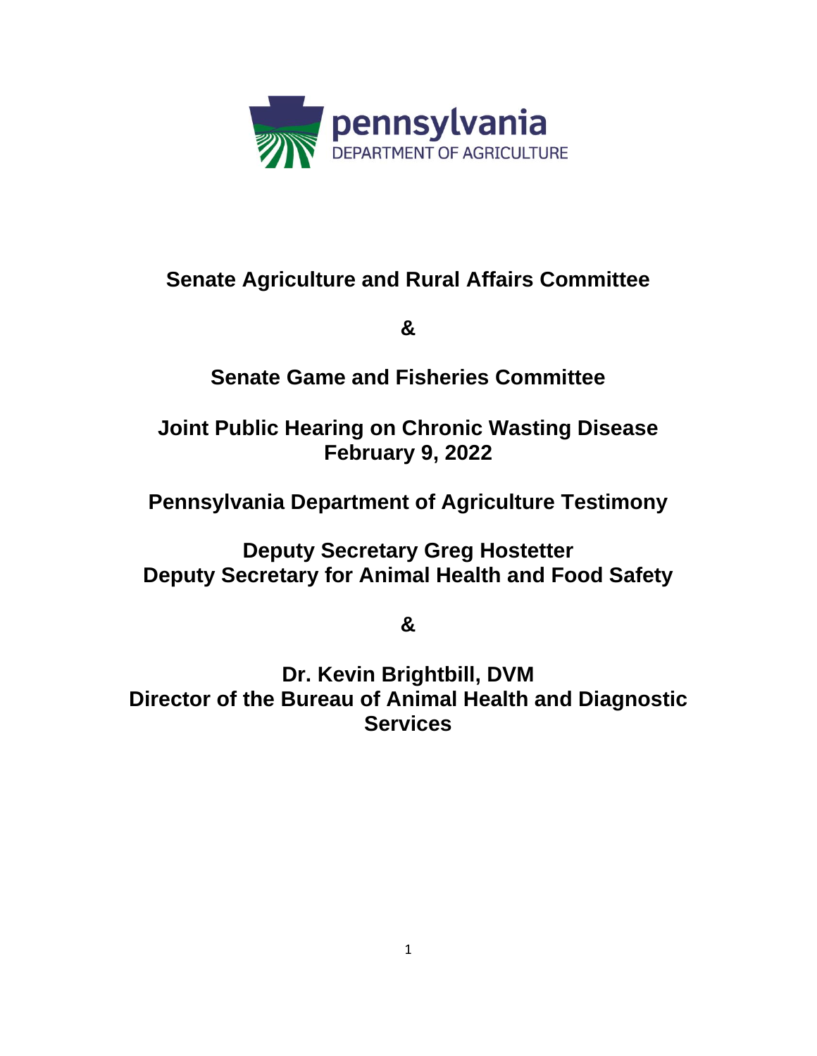pennsylvania
DEPARTMENT OF AGRICULTURE

# Senate Agriculture and Rural Affairs Committee

**&**

# Senate Game and Fisheries Committee

## Joint Public Hearing on Chronic Wasting Disease
## February 9, 2022

## Pennsylvania Department of Agriculture Testimony

**Deputy Secretary Greg Hostetter**
**Deputy Secretary for Animal Health and Food Safety**

**&**

**Dr. Kevin Brightbill, DVM**
**Director of the Bureau of Animal Health and Diagnostic Services**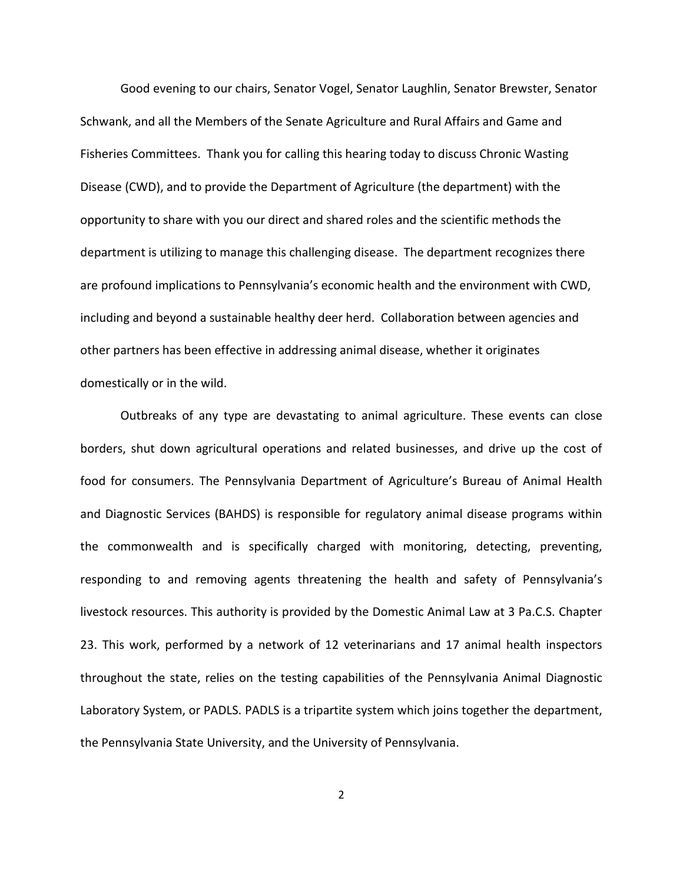Good evening to our chairs, Senator Vogel, Senator Laughlin, Senator Brewster, Senator Schwank, and all the Members of the Senate Agriculture and Rural Affairs and Game and Fisheries Committees. Thank you for calling this hearing today to discuss Chronic Wasting Disease (CWD), and to provide the Department of Agriculture (the department) with the opportunity to share with you our direct and shared roles and the scientific methods the department is utilizing to manage this challenging disease. The department recognizes there are profound implications to Pennsylvania's economic health and the environment with CWD, including and beyond a sustainable healthy deer herd. Collaboration between agencies and other partners has been effective in addressing animal disease, whether it originates domestically or in the wild.

Outbreaks of any type are devastating to animal agriculture. These events can close borders, shut down agricultural operations and related businesses, and drive up the cost of food for consumers. The Pennsylvania Department of Agriculture's Bureau of Animal Health and Diagnostic Services (BAHDS) is responsible for regulatory animal disease programs within the commonwealth and is specifically charged with monitoring, detecting, preventing, responding to and removing agents threatening the health and safety of Pennsylvania's livestock resources. This authority is provided by the Domestic Animal Law at 3 Pa.C.S. Chapter 23. This work, performed by a network of 12 veterinarians and 17 animal health inspectors throughout the state, relies on the testing capabilities of the Pennsylvania Animal Diagnostic Laboratory System, or PADLS. PADLS is a tripartite system which joins together the department, the Pennsylvania State University, and the University of Pennsylvania.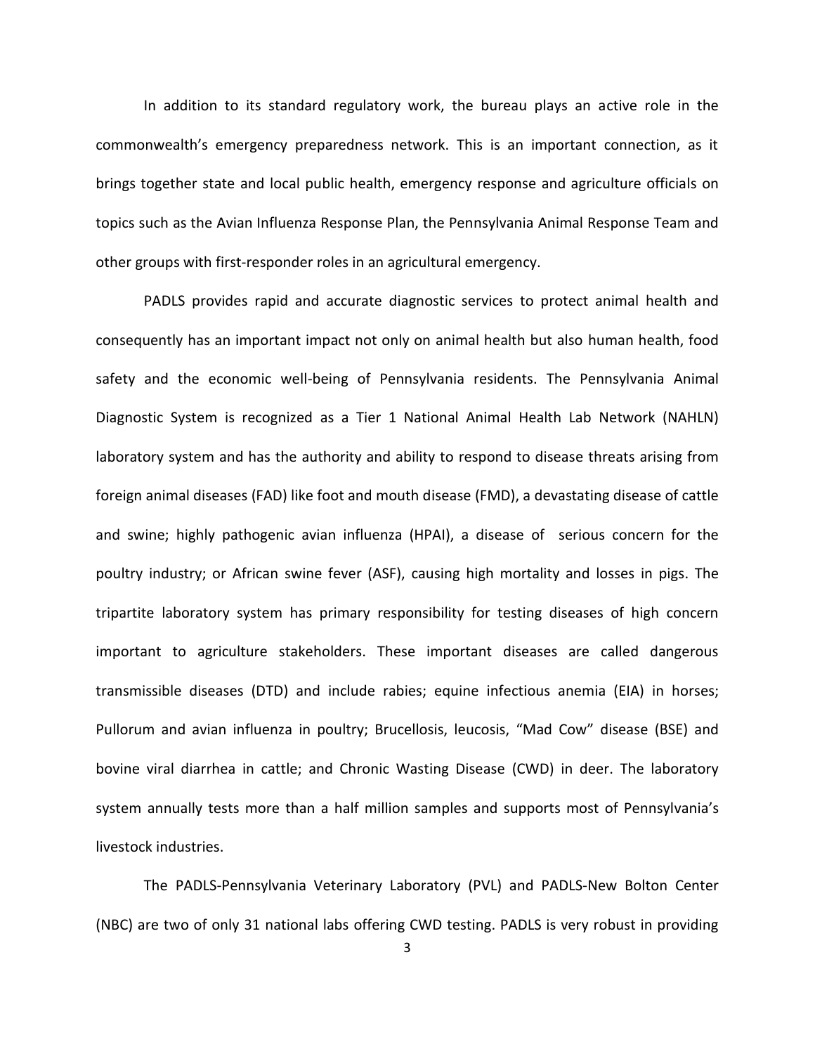In addition to its standard regulatory work, the bureau plays an active role in the commonwealth's emergency preparedness network. This is an important connection, as it brings together state and local public health, emergency response and agriculture officials on topics such as the Avian Influenza Response Plan, the Pennsylvania Animal Response Team and other groups with first-responder roles in an agricultural emergency.

PADLS provides rapid and accurate diagnostic services to protect animal health and consequently has an important impact not only on animal health but also human health, food safety and the economic well-being of Pennsylvania residents. The Pennsylvania Animal Diagnostic System is recognized as a Tier 1 National Animal Health Lab Network (NAHLN) laboratory system and has the authority and ability to respond to disease threats arising from foreign animal diseases (FAD) like foot and mouth disease (FMD), a devastating disease of cattle and swine; highly pathogenic avian influenza (HPAI), a disease of serious concern for the poultry industry; or African swine fever (ASF), causing high mortality and losses in pigs. The tripartite laboratory system has primary responsibility for testing diseases of high concern important to agriculture stakeholders. These important diseases are called dangerous transmissible diseases (DTD) and include rabies; equine infectious anemia (EIA) in horses; Pullorum and avian influenza in poultry; Brucellosis, leucosis, "Mad Cow" disease (BSE) and bovine viral diarrhea in cattle; and Chronic Wasting Disease (CWD) in deer. The laboratory system annually tests more than a half million samples and supports most of Pennsylvania's livestock industries.

The PADLS-Pennsylvania Veterinary Laboratory (PVL) and PADLS-New Bolton Center (NBC) are two of only 31 national labs offering CWD testing. PADLS is very robust in providing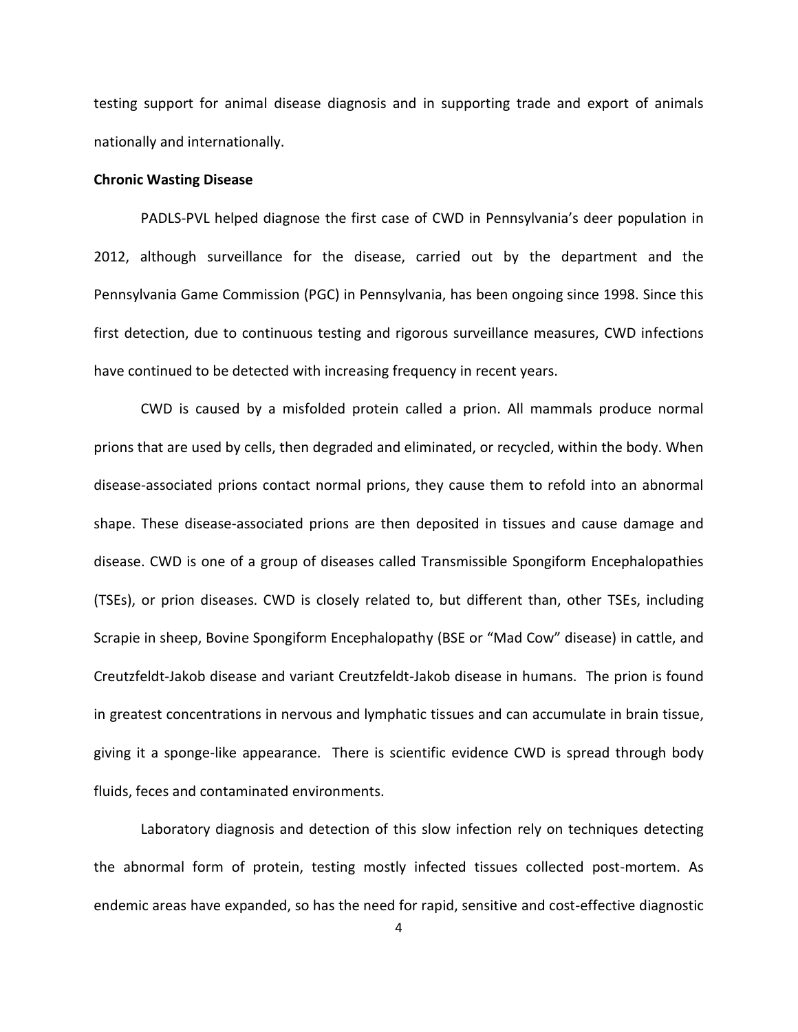testing support for animal disease diagnosis and in supporting trade and export of animals nationally and internationally.

**Chronic Wasting Disease**

PADLS-PVL helped diagnose the first case of CWD in Pennsylvania's deer population in 2012, although surveillance for the disease, carried out by the department and the Pennsylvania Game Commission (PGC) in Pennsylvania, has been ongoing since 1998. Since this first detection, due to continuous testing and rigorous surveillance measures, CWD infections have continued to be detected with increasing frequency in recent years.

CWD is caused by a misfolded protein called a prion. All mammals produce normal prions that are used by cells, then degraded and eliminated, or recycled, within the body. When disease-associated prions contact normal prions, they cause them to refold into an abnormal shape. These disease-associated prions are then deposited in tissues and cause damage and disease. CWD is one of a group of diseases called Transmissible Spongiform Encephalopathies (TSEs), or prion diseases. CWD is closely related to, but different than, other TSEs, including Scrapie in sheep, Bovine Spongiform Encephalopathy (BSE or "Mad Cow" disease) in cattle, and Creutzfeldt-Jakob disease and variant Creutzfeldt-Jakob disease in humans. The prion is found in greatest concentrations in nervous and lymphatic tissues and can accumulate in brain tissue, giving it a sponge-like appearance. There is scientific evidence CWD is spread through body fluids, feces and contaminated environments.

Laboratory diagnosis and detection of this slow infection rely on techniques detecting the abnormal form of protein, testing mostly infected tissues collected post-mortem. As endemic areas have expanded, so has the need for rapid, sensitive and cost-effective diagnostic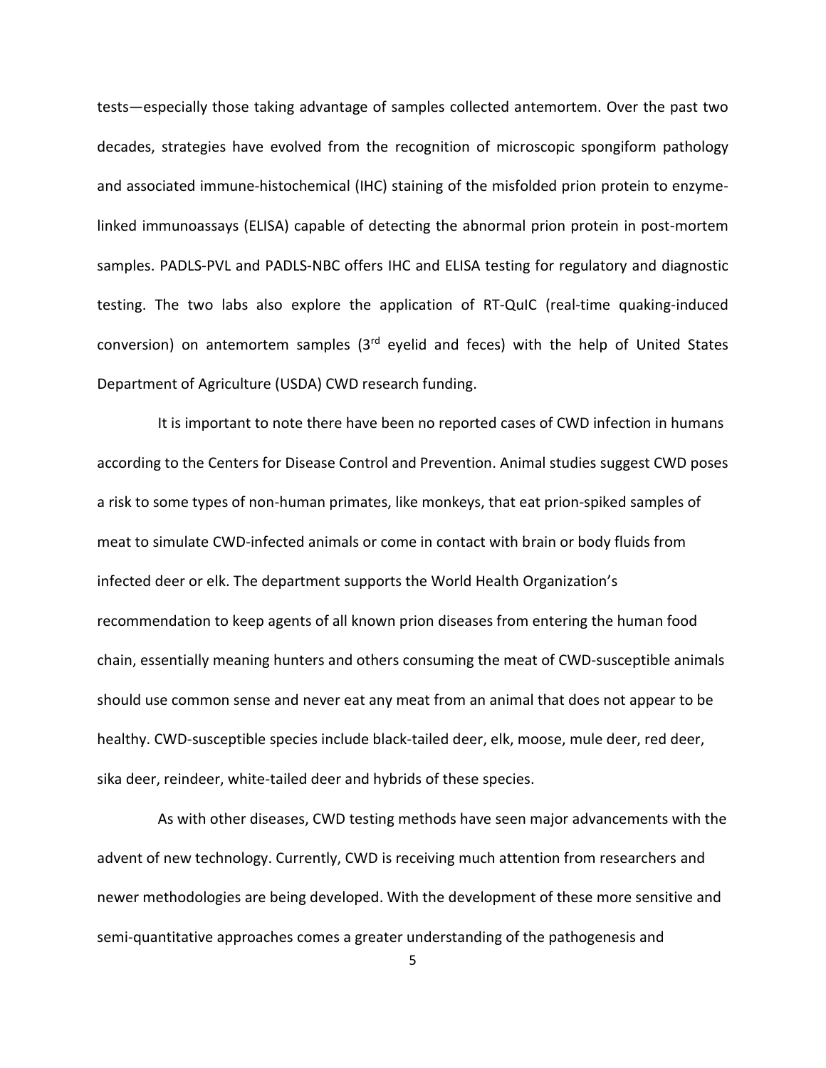tests—especially those taking advantage of samples collected antemortem. Over the past two decades, strategies have evolved from the recognition of microscopic spongiform pathology and associated immune-histochemical (IHC) staining of the misfolded prion protein to enzyme-linked immunoassays (ELISA) capable of detecting the abnormal prion protein in post-mortem samples. PADLS-PVL and PADLS-NBC offers IHC and ELISA testing for regulatory and diagnostic testing. The two labs also explore the application of RT-QuIC (real-time quaking-induced conversion) on antemortem samples (3rd eyelid and feces) with the help of United States Department of Agriculture (USDA) CWD research funding.

It is important to note there have been no reported cases of CWD infection in humans according to the Centers for Disease Control and Prevention. Animal studies suggest CWD poses a risk to some types of non-human primates, like monkeys, that eat prion-spiked samples of meat to simulate CWD-infected animals or come in contact with brain or body fluids from infected deer or elk. The department supports the World Health Organization's recommendation to keep agents of all known prion diseases from entering the human food chain, essentially meaning hunters and others consuming the meat of CWD-susceptible animals should use common sense and never eat any meat from an animal that does not appear to be healthy. CWD-susceptible species include black-tailed deer, elk, moose, mule deer, red deer, sika deer, reindeer, white-tailed deer and hybrids of these species.

As with other diseases, CWD testing methods have seen major advancements with the advent of new technology. Currently, CWD is receiving much attention from researchers and newer methodologies are being developed. With the development of these more sensitive and semi-quantitative approaches comes a greater understanding of the pathogenesis and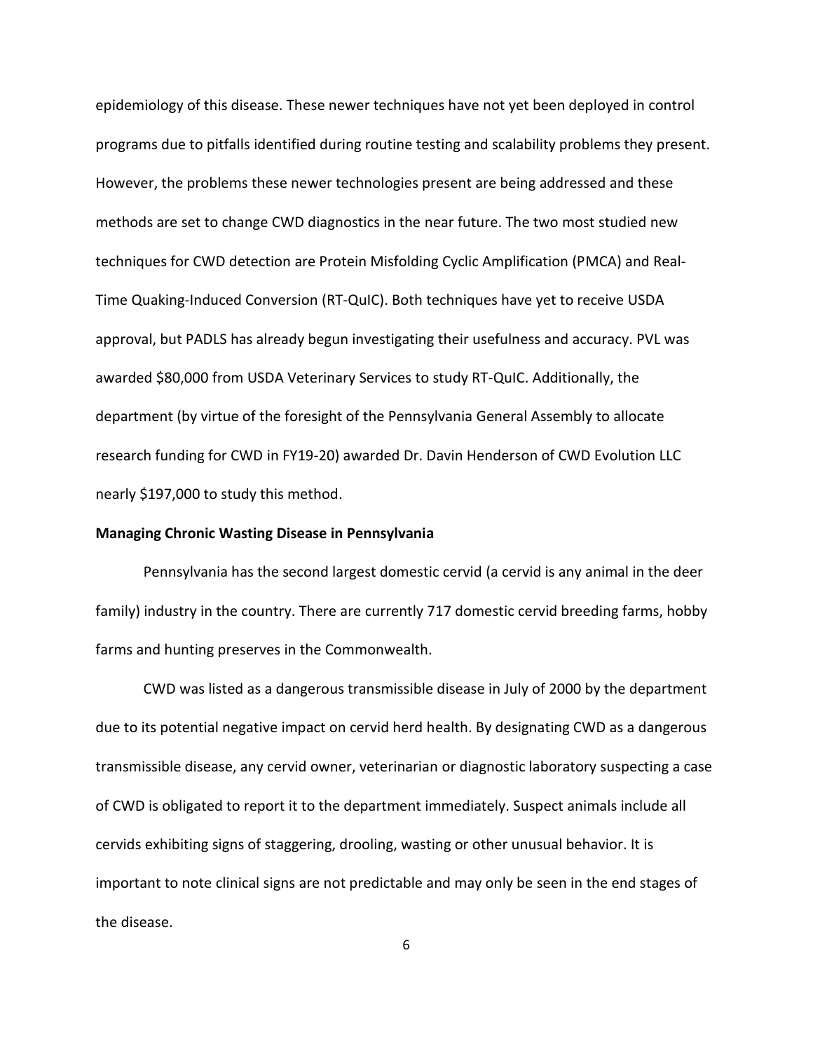epidemiology of this disease. These newer techniques have not yet been deployed in control programs due to pitfalls identified during routine testing and scalability problems they present. However, the problems these newer technologies present are being addressed and these methods are set to change CWD diagnostics in the near future. The two most studied new techniques for CWD detection are Protein Misfolding Cyclic Amplification (PMCA) and Real-Time Quaking-Induced Conversion (RT-QuIC). Both techniques have yet to receive USDA approval, but PADLS has already begun investigating their usefulness and accuracy. PVL was awarded $80,000 from USDA Veterinary Services to study RT-QuIC. Additionally, the department (by virtue of the foresight of the Pennsylvania General Assembly to allocate research funding for CWD in FY19-20) awarded Dr. Davin Henderson of CWD Evolution LLC nearly $197,000 to study this method.

**Managing Chronic Wasting Disease in Pennsylvania**

Pennsylvania has the second largest domestic cervid (a cervid is any animal in the deer family) industry in the country. There are currently 717 domestic cervid breeding farms, hobby farms and hunting preserves in the Commonwealth.

CWD was listed as a dangerous transmissible disease in July of 2000 by the department due to its potential negative impact on cervid herd health. By designating CWD as a dangerous transmissible disease, any cervid owner, veterinarian or diagnostic laboratory suspecting a case of CWD is obligated to report it to the department immediately. Suspect animals include all cervids exhibiting signs of staggering, drooling, wasting or other unusual behavior. It is important to note clinical signs are not predictable and may only be seen in the end stages of the disease.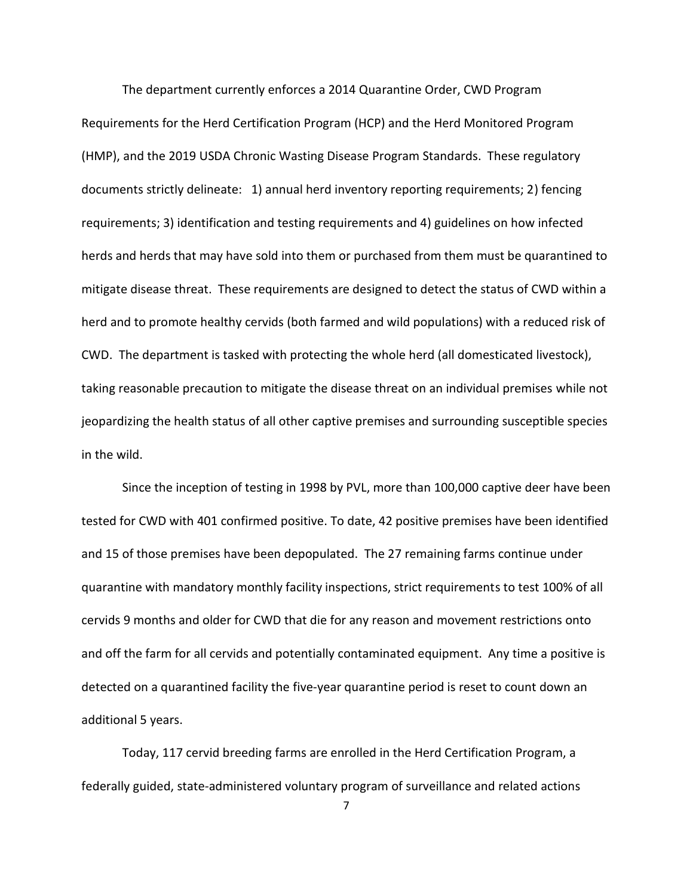The department currently enforces a 2014 Quarantine Order, CWD Program Requirements for the Herd Certification Program (HCP) and the Herd Monitored Program (HMP), and the 2019 USDA Chronic Wasting Disease Program Standards. These regulatory documents strictly delineate: 1) annual herd inventory reporting requirements; 2) fencing requirements; 3) identification and testing requirements and 4) guidelines on how infected herds and herds that may have sold into them or purchased from them must be quarantined to mitigate disease threat. These requirements are designed to detect the status of CWD within a herd and to promote healthy cervids (both farmed and wild populations) with a reduced risk of CWD. The department is tasked with protecting the whole herd (all domesticated livestock), taking reasonable precaution to mitigate the disease threat on an individual premises while not jeopardizing the health status of all other captive premises and surrounding susceptible species in the wild.

Since the inception of testing in 1998 by PVL, more than 100,000 captive deer have been tested for CWD with 401 confirmed positive. To date, 42 positive premises have been identified and 15 of those premises have been depopulated. The 27 remaining farms continue under quarantine with mandatory monthly facility inspections, strict requirements to test 100% of all cervids 9 months and older for CWD that die for any reason and movement restrictions onto and off the farm for all cervids and potentially contaminated equipment. Any time a positive is detected on a quarantined facility the five-year quarantine period is reset to count down an additional 5 years.

Today, 117 cervid breeding farms are enrolled in the Herd Certification Program, a federally guided, state-administered voluntary program of surveillance and related actions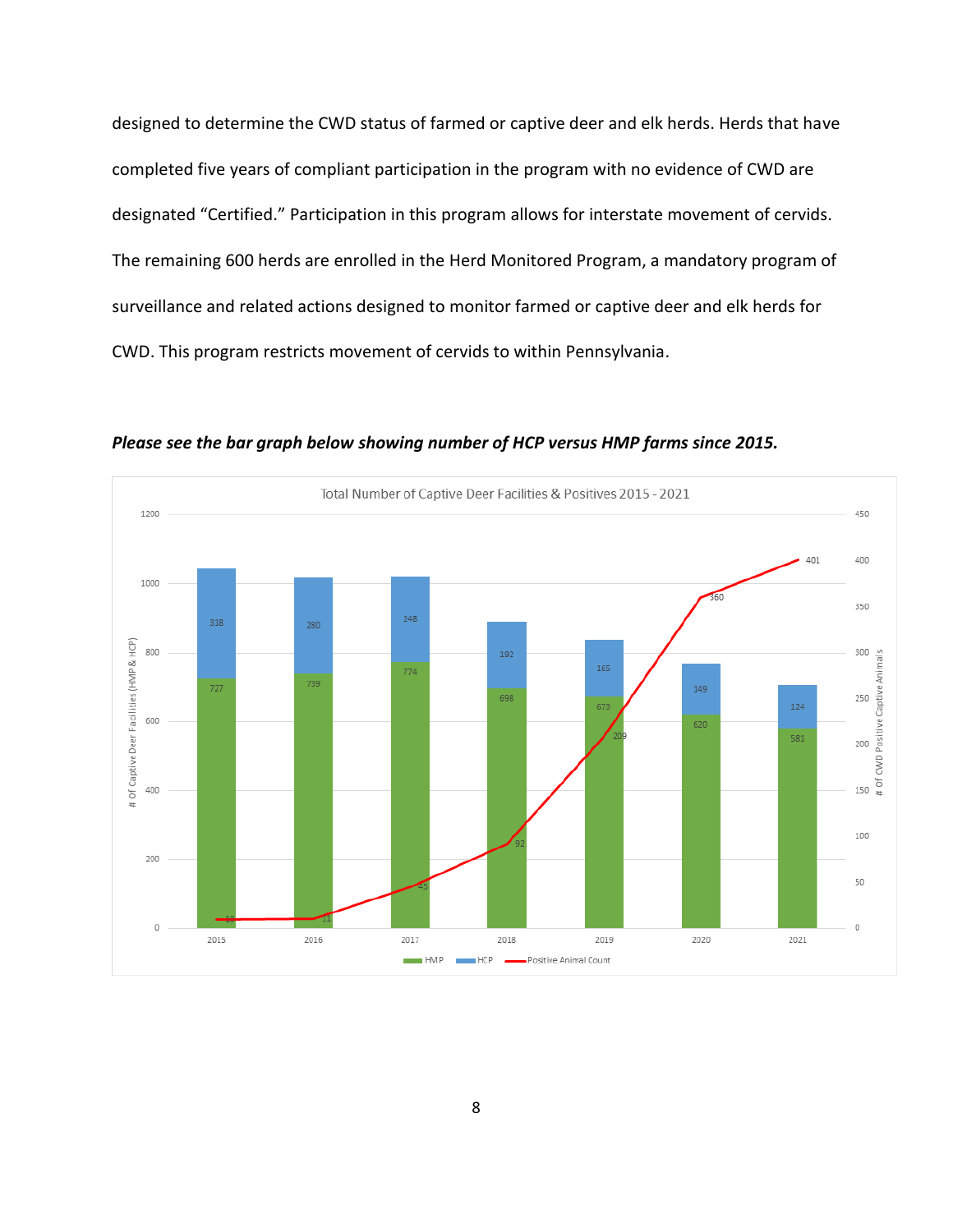designed to determine the CWD status of farmed or captive deer and elk herds. Herds that have completed five years of compliant participation in the program with no evidence of CWD are designated "Certified." Participation in this program allows for interstate movement of cervids. The remaining 600 herds are enrolled in the Herd Monitored Program, a mandatory program of surveillance and related actions designed to monitor farmed or captive deer and elk herds for CWD. This program restricts movement of cervids to within Pennsylvania.

***Please see the bar graph below showing number of HCP versus HMP farms since 2015.***

Total Number of Captive Deer Facilities & Positives 2015 - 2021

| Year | HMP | HCP | Positive Animal Count |
|---|---|---|---|
| 2015 | 727 | 318 | 10 |
| 2016 | 739 | 280 | 11 |
| 2017 | 774 | 248 | 45 |
| 2018 | 698 | 192 | 92 |
| 2019 | 673 | 165 | 209 |
| 2020 | 620 | 149 | 360 |
| 2021 | 581 | 124 | 401 |

Left axis: # Of Captive Deer Facilities (HMP & HCP); Right axis: # Of CWD Positive Captive Animals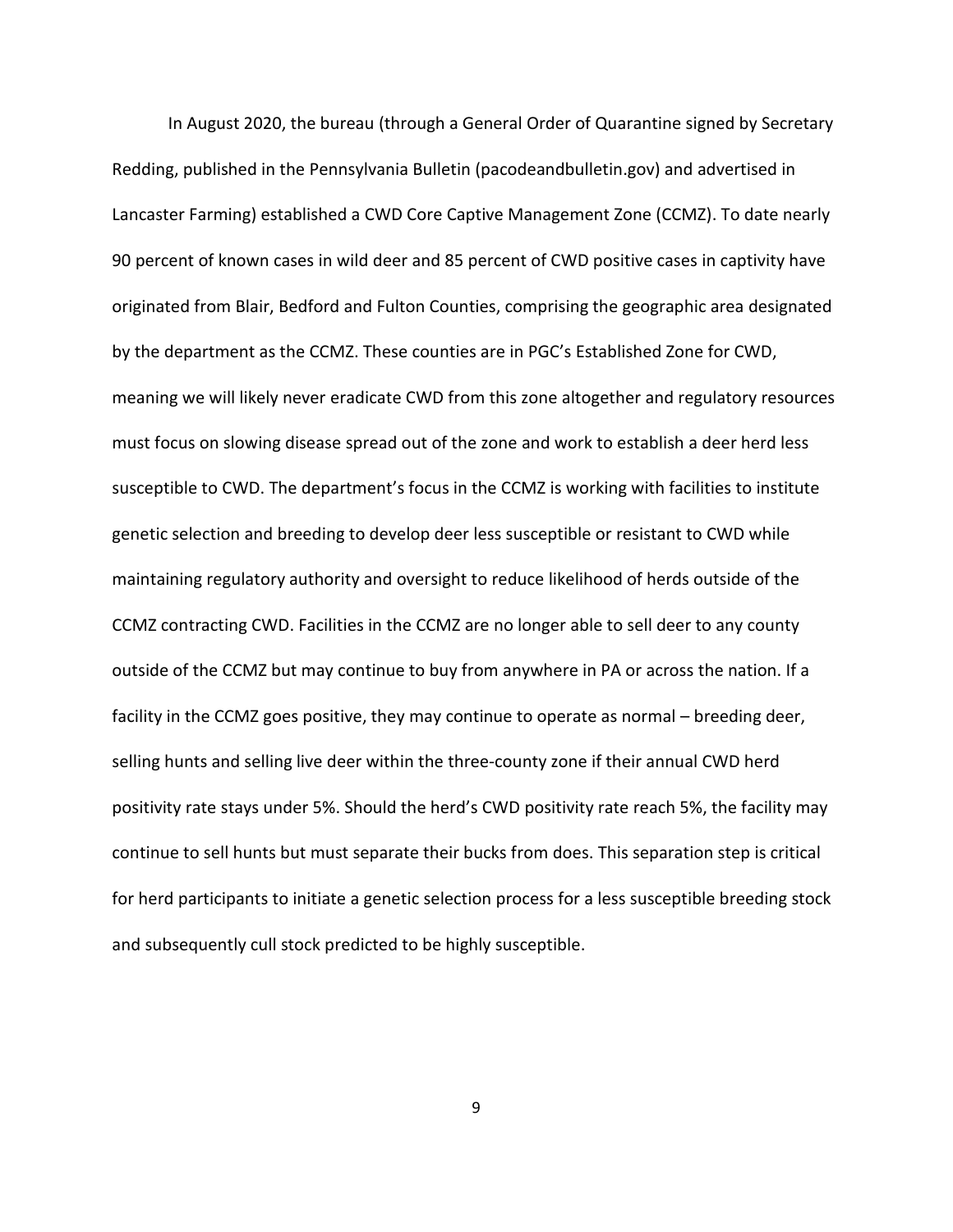In August 2020, the bureau (through a General Order of Quarantine signed by Secretary Redding, published in the Pennsylvania Bulletin (pacodeandbulletin.gov) and advertised in Lancaster Farming) established a CWD Core Captive Management Zone (CCMZ). To date nearly 90 percent of known cases in wild deer and 85 percent of CWD positive cases in captivity have originated from Blair, Bedford and Fulton Counties, comprising the geographic area designated by the department as the CCMZ. These counties are in PGC's Established Zone for CWD, meaning we will likely never eradicate CWD from this zone altogether and regulatory resources must focus on slowing disease spread out of the zone and work to establish a deer herd less susceptible to CWD. The department's focus in the CCMZ is working with facilities to institute genetic selection and breeding to develop deer less susceptible or resistant to CWD while maintaining regulatory authority and oversight to reduce likelihood of herds outside of the CCMZ contracting CWD. Facilities in the CCMZ are no longer able to sell deer to any county outside of the CCMZ but may continue to buy from anywhere in PA or across the nation. If a facility in the CCMZ goes positive, they may continue to operate as normal – breeding deer, selling hunts and selling live deer within the three-county zone if their annual CWD herd positivity rate stays under 5%. Should the herd's CWD positivity rate reach 5%, the facility may continue to sell hunts but must separate their bucks from does. This separation step is critical for herd participants to initiate a genetic selection process for a less susceptible breeding stock and subsequently cull stock predicted to be highly susceptible.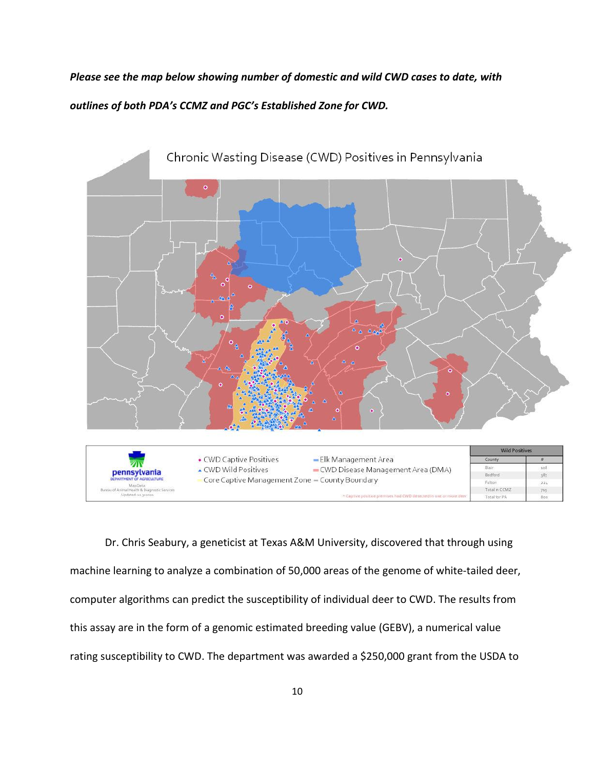***Please see the map below showing number of domestic and wild CWD cases to date, with outlines of both PDA's CCMZ and PGC's Established Zone for CWD.***

Chronic Wasting Disease (CWD) Positives in Pennsylvania

| Wild Positives | |
|---|---|
| County | # |
| Blair | 108 |
| Bedford | 387 |
| Fulton | 224 |
| Total in CCMZ | 719 |
| Total for PA | 800 |

Dr. Chris Seabury, a geneticist at Texas A&M University, discovered that through using machine learning to analyze a combination of 50,000 areas of the genome of white-tailed deer, computer algorithms can predict the susceptibility of individual deer to CWD. The results from this assay are in the form of a genomic estimated breeding value (GEBV), a numerical value rating susceptibility to CWD. The department was awarded a $250,000 grant from the USDA to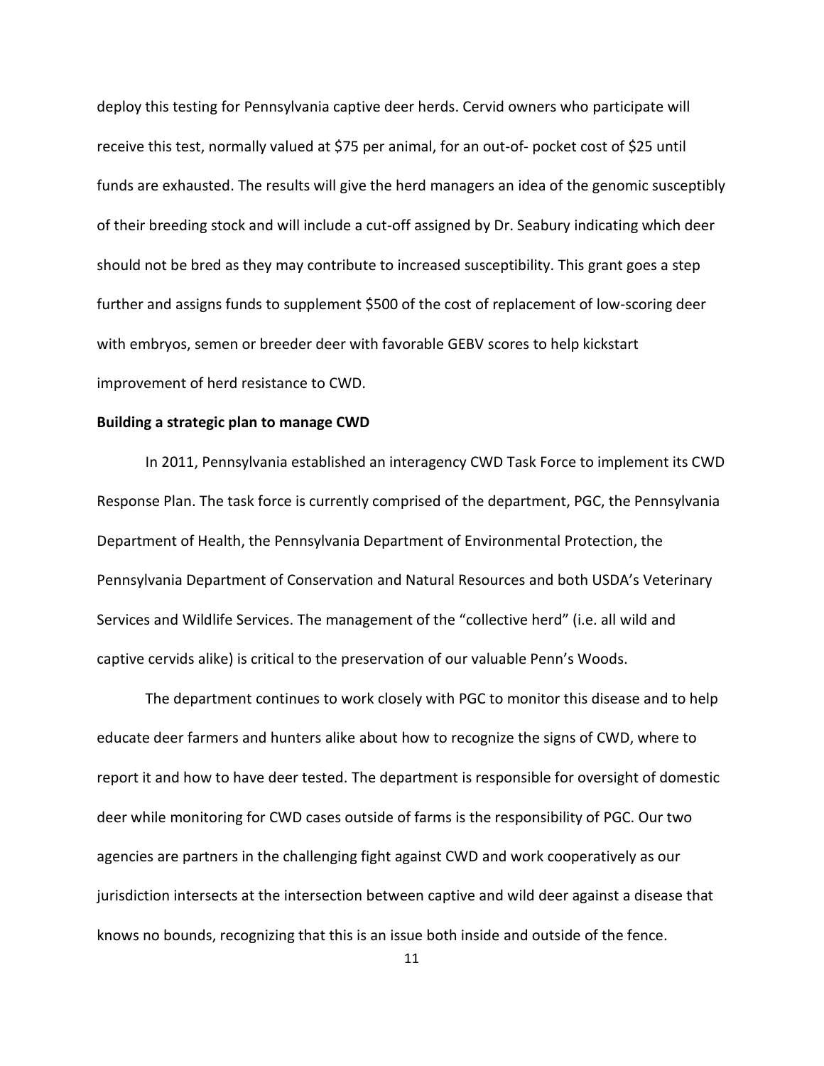deploy this testing for Pennsylvania captive deer herds. Cervid owners who participate will receive this test, normally valued at $75 per animal, for an out-of- pocket cost of $25 until funds are exhausted. The results will give the herd managers an idea of the genomic susceptibly of their breeding stock and will include a cut-off assigned by Dr. Seabury indicating which deer should not be bred as they may contribute to increased susceptibility. This grant goes a step further and assigns funds to supplement $500 of the cost of replacement of low-scoring deer with embryos, semen or breeder deer with favorable GEBV scores to help kickstart improvement of herd resistance to CWD.

**Building a strategic plan to manage CWD**

In 2011, Pennsylvania established an interagency CWD Task Force to implement its CWD Response Plan. The task force is currently comprised of the department, PGC, the Pennsylvania Department of Health, the Pennsylvania Department of Environmental Protection, the Pennsylvania Department of Conservation and Natural Resources and both USDA's Veterinary Services and Wildlife Services. The management of the "collective herd" (i.e. all wild and captive cervids alike) is critical to the preservation of our valuable Penn's Woods.

The department continues to work closely with PGC to monitor this disease and to help educate deer farmers and hunters alike about how to recognize the signs of CWD, where to report it and how to have deer tested. The department is responsible for oversight of domestic deer while monitoring for CWD cases outside of farms is the responsibility of PGC. Our two agencies are partners in the challenging fight against CWD and work cooperatively as our jurisdiction intersects at the intersection between captive and wild deer against a disease that knows no bounds, recognizing that this is an issue both inside and outside of the fence.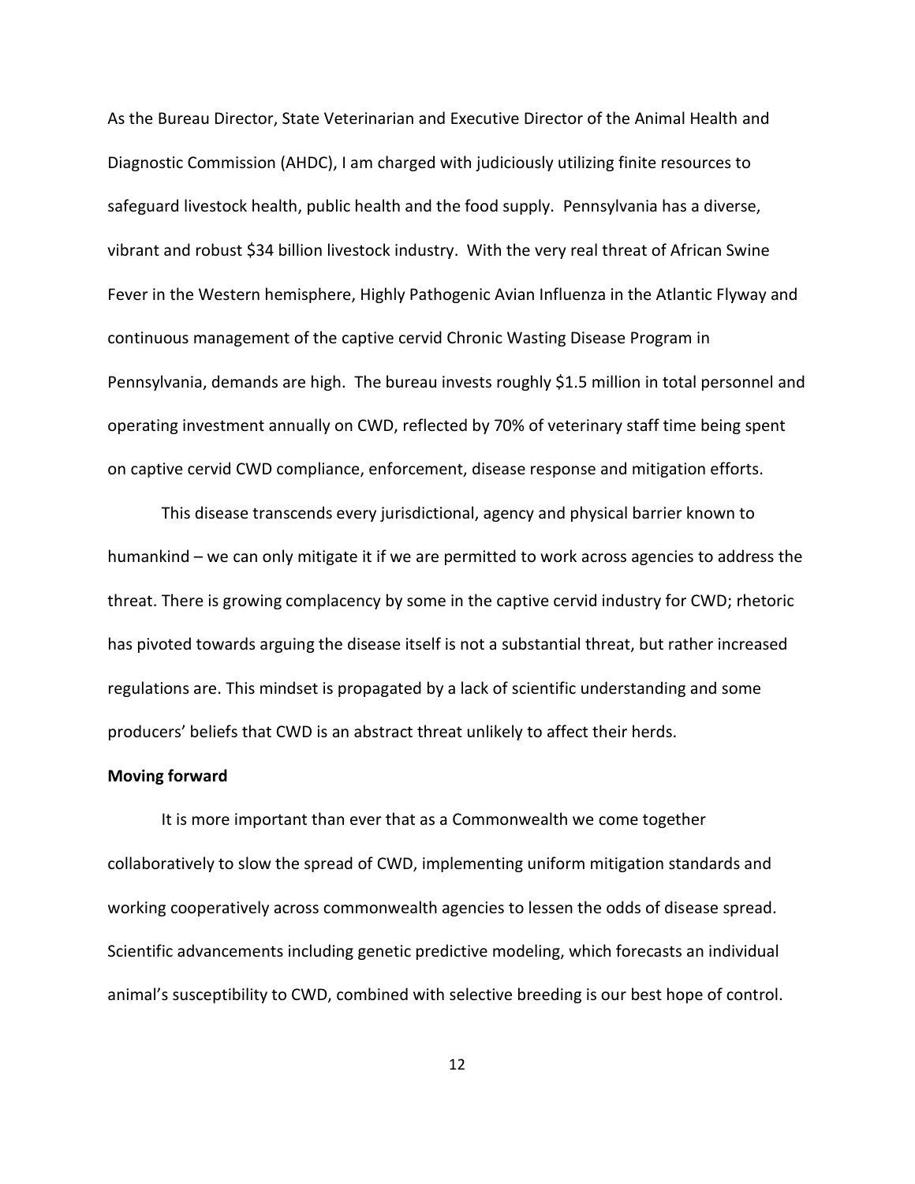As the Bureau Director, State Veterinarian and Executive Director of the Animal Health and Diagnostic Commission (AHDC), I am charged with judiciously utilizing finite resources to safeguard livestock health, public health and the food supply. Pennsylvania has a diverse, vibrant and robust $34 billion livestock industry. With the very real threat of African Swine Fever in the Western hemisphere, Highly Pathogenic Avian Influenza in the Atlantic Flyway and continuous management of the captive cervid Chronic Wasting Disease Program in Pennsylvania, demands are high. The bureau invests roughly $1.5 million in total personnel and operating investment annually on CWD, reflected by 70% of veterinary staff time being spent on captive cervid CWD compliance, enforcement, disease response and mitigation efforts.

This disease transcends every jurisdictional, agency and physical barrier known to humankind – we can only mitigate it if we are permitted to work across agencies to address the threat. There is growing complacency by some in the captive cervid industry for CWD; rhetoric has pivoted towards arguing the disease itself is not a substantial threat, but rather increased regulations are. This mindset is propagated by a lack of scientific understanding and some producers' beliefs that CWD is an abstract threat unlikely to affect their herds.

**Moving forward**

It is more important than ever that as a Commonwealth we come together collaboratively to slow the spread of CWD, implementing uniform mitigation standards and working cooperatively across commonwealth agencies to lessen the odds of disease spread. Scientific advancements including genetic predictive modeling, which forecasts an individual animal's susceptibility to CWD, combined with selective breeding is our best hope of control.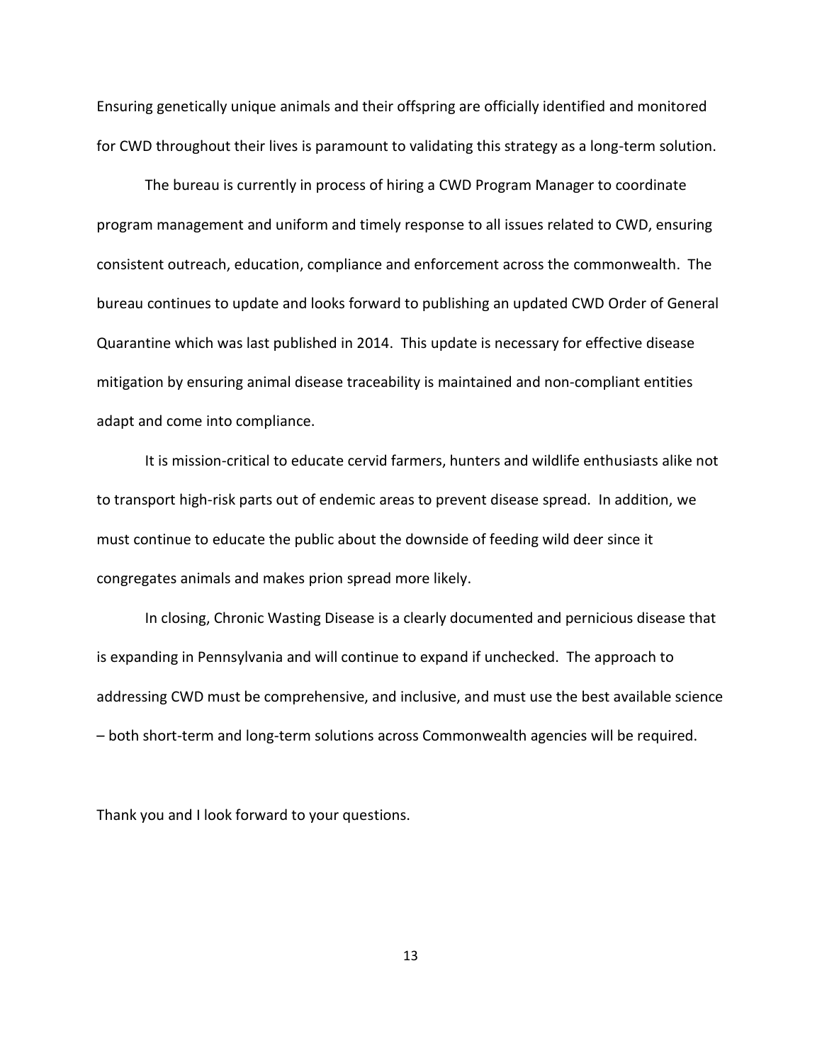Ensuring genetically unique animals and their offspring are officially identified and monitored for CWD throughout their lives is paramount to validating this strategy as a long-term solution.

The bureau is currently in process of hiring a CWD Program Manager to coordinate program management and uniform and timely response to all issues related to CWD, ensuring consistent outreach, education, compliance and enforcement across the commonwealth. The bureau continues to update and looks forward to publishing an updated CWD Order of General Quarantine which was last published in 2014. This update is necessary for effective disease mitigation by ensuring animal disease traceability is maintained and non-compliant entities adapt and come into compliance.

It is mission-critical to educate cervid farmers, hunters and wildlife enthusiasts alike not to transport high-risk parts out of endemic areas to prevent disease spread. In addition, we must continue to educate the public about the downside of feeding wild deer since it congregates animals and makes prion spread more likely.

In closing, Chronic Wasting Disease is a clearly documented and pernicious disease that is expanding in Pennsylvania and will continue to expand if unchecked. The approach to addressing CWD must be comprehensive, and inclusive, and must use the best available science – both short-term and long-term solutions across Commonwealth agencies will be required.

Thank you and I look forward to your questions.